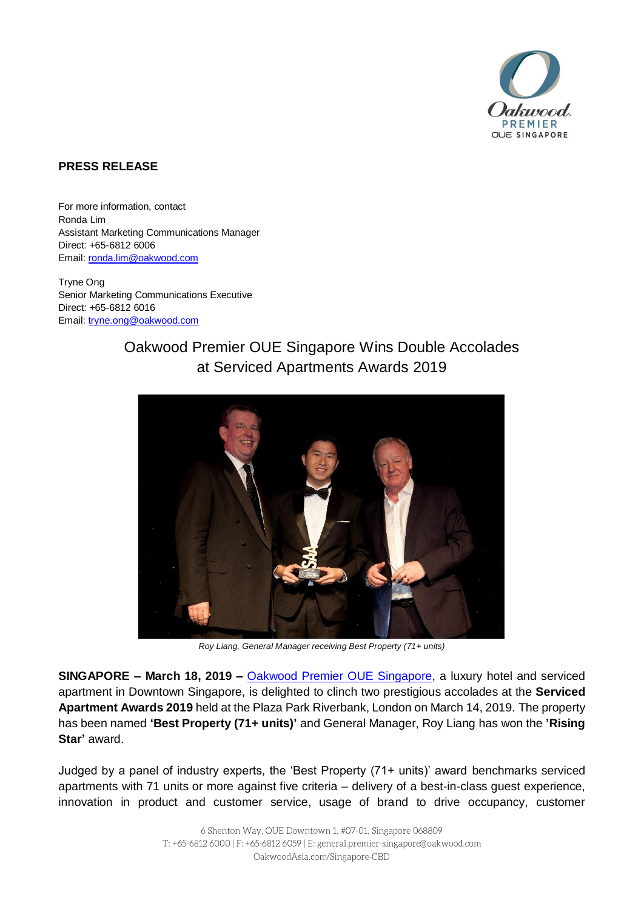**PRESS RELEASE**

For more information, contact
Ronda Lim
Assistant Marketing Communications Manager
Direct: +65-6812 6006
Email: ronda.lim@oakwood.com

Tryne Ong
Senior Marketing Communications Executive
Direct: +65-6812 6016
Email: tryne.ong@oakwood.com

# Oakwood Premier OUE Singapore Wins Double Accolades at Serviced Apartments Awards 2019

*Roy Liang, General Manager receiving Best Property (71+ units)*

**SINGAPORE – March 18, 2019 –** Oakwood Premier OUE Singapore, a luxury hotel and serviced apartment in Downtown Singapore, is delighted to clinch two prestigious accolades at the **Serviced Apartment Awards 2019** held at the Plaza Park Riverbank, London on March 14, 2019. The property has been named **'Best Property (71+ units)'** and General Manager, Roy Liang has won the **'Rising Star'** award.

Judged by a panel of industry experts, the 'Best Property (71+ units)' award benchmarks serviced apartments with 71 units or more against five criteria – delivery of a best-in-class guest experience, innovation in product and customer service, usage of brand to drive occupancy, customer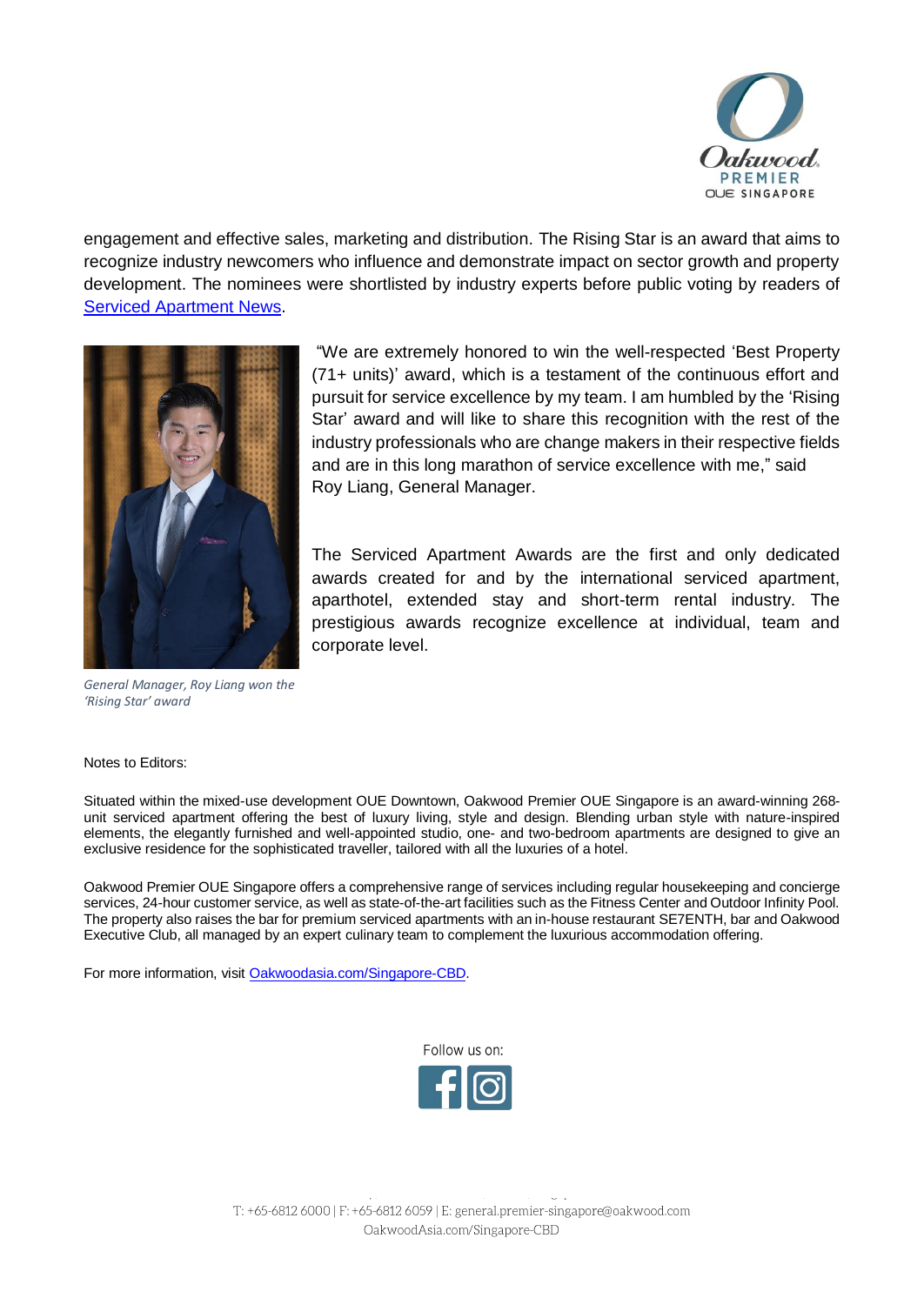engagement and effective sales, marketing and distribution. The Rising Star is an award that aims to recognize industry newcomers who influence and demonstrate impact on sector growth and property development. The nominees were shortlisted by industry experts before public voting by readers of [Serviced Apartment News](#).

"We are extremely honored to win the well-respected 'Best Property (71+ units)' award, which is a testament of the continuous effort and pursuit for service excellence by my team. I am humbled by the 'Rising Star' award and will like to share this recognition with the rest of the industry professionals who are change makers in their respective fields and are in this long marathon of service excellence with me," said Roy Liang, General Manager.

*General Manager, Roy Liang won the 'Rising Star' award*

The Serviced Apartment Awards are the first and only dedicated awards created for and by the international serviced apartment, aparthotel, extended stay and short-term rental industry. The prestigious awards recognize excellence at individual, team and corporate level.

Notes to Editors:

Situated within the mixed-use development OUE Downtown, Oakwood Premier OUE Singapore is an award-winning 268-unit serviced apartment offering the best of luxury living, style and design. Blending urban style with nature-inspired elements, the elegantly furnished and well-appointed studio, one- and two-bedroom apartments are designed to give an exclusive residence for the sophisticated traveller, tailored with all the luxuries of a hotel.

Oakwood Premier OUE Singapore offers a comprehensive range of services including regular housekeeping and concierge services, 24-hour customer service, as well as state-of-the-art facilities such as the Fitness Center and Outdoor Infinity Pool. The property also raises the bar for premium serviced apartments with an in-house restaurant SE7ENTH, bar and Oakwood Executive Club, all managed by an expert culinary team to complement the luxurious accommodation offering.

For more information, visit [Oakwoodasia.com/Singapore-CBD](#).

Follow us on:

T: +65-6812 6000 | F: +65-6812 6059 | E: general.premier-singapore@oakwood.com
OakwoodAsia.com/Singapore-CBD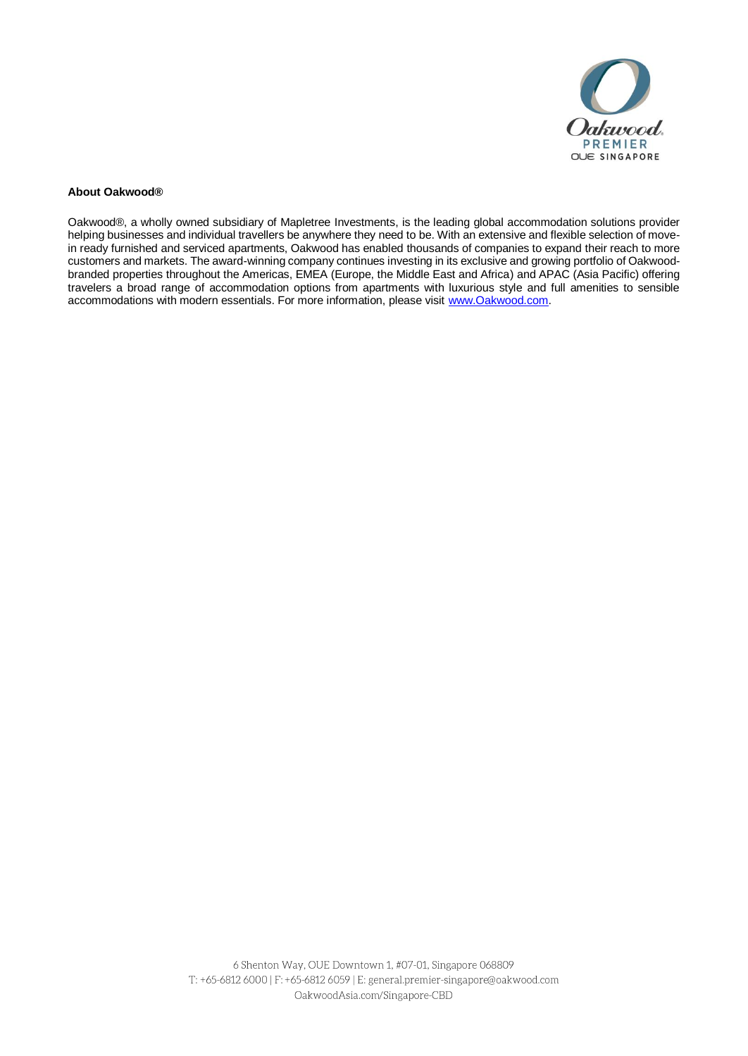**About Oakwood®**

Oakwood®, a wholly owned subsidiary of Mapletree Investments, is the leading global accommodation solutions provider helping businesses and individual travellers be anywhere they need to be. With an extensive and flexible selection of move-in ready furnished and serviced apartments, Oakwood has enabled thousands of companies to expand their reach to more customers and markets. The award-winning company continues investing in its exclusive and growing portfolio of Oakwood-branded properties throughout the Americas, EMEA (Europe, the Middle East and Africa) and APAC (Asia Pacific) offering travelers a broad range of accommodation options from apartments with luxurious style and full amenities to sensible accommodations with modern essentials. For more information, please visit [www.Oakwood.com](http://www.Oakwood.com).

6 Shenton Way, OUE Downtown 1, #07-01, Singapore 068809
T: +65-6812 6000 | F: +65-6812 6059 | E: general.premier-singapore@oakwood.com
OakwoodAsia.com/Singapore-CBD